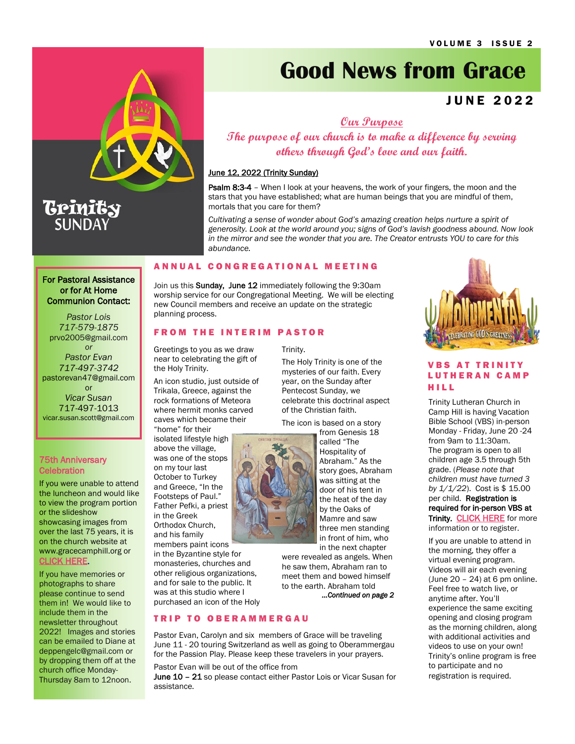# Good News from Grace

## JUNE 2022

*Our Purpose*

*The purpose of our church is to make a difference by serving others through God's love and our faith.*

Trinity SUNDAY

June 12, 2022 (Trinity Sunday)

**Psalm 8:3-4** – When I look at your heavens, the work of your fingers, the moon and the stars that you have established; what are human beings that you are mindful of them, mortals that you care for them?

*Cultivating a sense of wonder about God's amazing creation helps nurture a spirit of generosity. Look at the world around you; signs of God's lavish goodness abound. Now look in the mirror and see the wonder that you are. The Creator entrusts YOU to care for this abundance.*

**For Pastoral Assistance or for At Home Communion Contact:**

*Pastor Lois*
*717-579-1875*
prvo2005@gmail.com
*or*
*Pastor Evan*
*717-497-3742*
pastorevan47@gmail.com
or
*Vicar Susan*
717-497-1013
vicar.susan.scott@gmail.com

### 75th Anniversary Celebration

If you were unable to attend the luncheon and would like to view the program portion or the slideshow showcasing images from over the last 75 years, it is on the church website at www.gracecamphill.org or CLICK HERE.

If you have memories or photographs to share please continue to send them in! We would like to include them in the newsletter throughout 2022! Images and stories can be emailed to Diane at deppengelc@gmail.com or by dropping them off at the church office Monday-Thursday 8am to 12noon.

### ANNUAL CONGREGATIONAL MEETING

Join us this **Sunday, June 12** immediately following the 9:30am worship service for our Congregational Meeting. We will be electing new Council members and receive an update on the strategic planning process.

### FROM THE INTERIM PASTOR

Greetings to you as we draw near to celebrating the gift of the Holy Trinity.

An icon studio, just outside of Trikala, Greece, against the rock formations of Meteora where hermit monks carved caves which became their "home" for their isolated lifestyle high above the village, was one of the stops on my tour last October to Turkey and Greece, "In the Footsteps of Paul." Father Pefki, a priest in the Greek Orthodox Church, and his family members paint icons in the Byzantine style for monasteries, churches and other religious organizations, and for sale to the public. It was at this studio where I purchased an icon of the Holy Trinity.

The Holy Trinity is one of the mysteries of our faith. Every year, on the Sunday after Pentecost Sunday, we celebrate this doctrinal aspect of the Christian faith.

The icon is based on a story from Genesis 18 called "The Hospitality of Abraham." As the story goes, Abraham was sitting at the door of his tent in the heat of the day by the Oaks of Mamre and saw three men standing in front of him, who in the next chapter were revealed as angels. When he saw them, Abraham ran to meet them and bowed himself to the earth. Abraham told

*...Continued on page 2*

### TRIP TO OBERAMMERGAU

Pastor Evan, Carolyn and six members of Grace will be traveling June 11 - 20 touring Switzerland as well as going to Oberammergau for the Passion Play. Please keep these travelers in your prayers.

Pastor Evan will be out of the office from **June 10 – 21** so please contact either Pastor Lois or Vicar Susan for assistance.

### VBS AT TRINITY LUTHERAN CAMP HILL

Trinity Lutheran Church in Camp Hill is having Vacation Bible School (VBS) in-person Monday - Friday, June 20 -24 from 9am to 11:30am. The program is open to all children age 3.5 through 5th grade. (*Please note that children must have turned 3 by 1/1/22*). Cost is $ 15.00 per child. **Registration is required for in-person VBS at Trinity.** CLICK HERE for more information or to register.

If you are unable to attend in the morning, they offer a virtual evening program. Videos will air each evening (June 20 – 24) at 6 pm online. Feel free to watch live, or anytime after. You'll experience the same exciting opening and closing program as the morning children, along with additional activities and videos to use on your own! Trinity's online program is free to participate and no registration is required.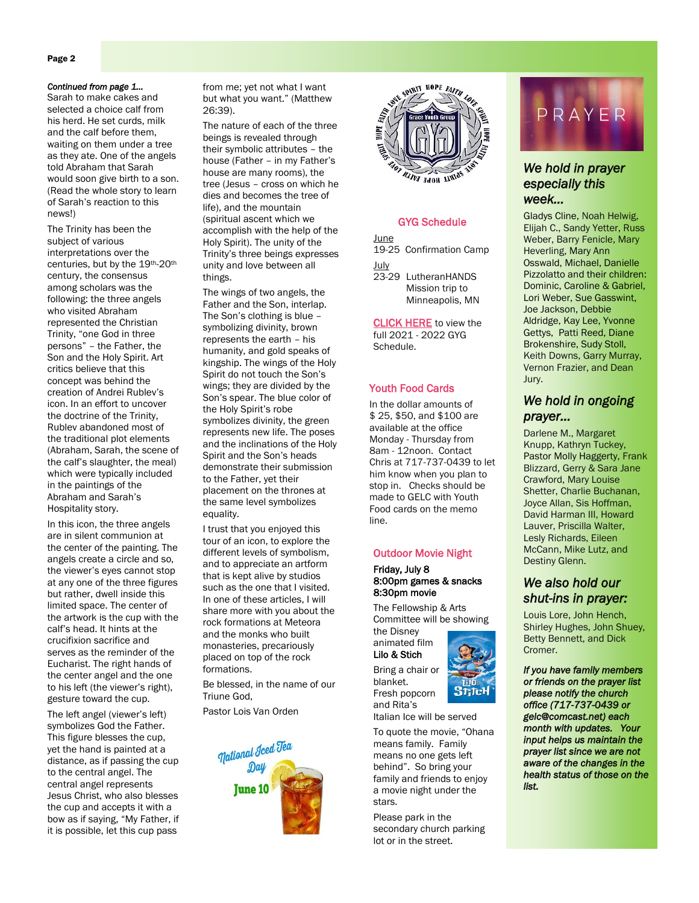*Continued from page 1…*

Sarah to make cakes and selected a choice calf from his herd. He set curds, milk and the calf before them, waiting on them under a tree as they ate. One of the angels told Abraham that Sarah would soon give birth to a son. (Read the whole story to learn of Sarah's reaction to this news!)

The Trinity has been the subject of various interpretations over the centuries, but by the 19th-20th century, the consensus among scholars was the following: the three angels who visited Abraham represented the Christian Trinity, "one God in three persons" – the Father, the Son and the Holy Spirit. Art critics believe that this concept was behind the creation of Andrei Rublev's icon. In an effort to uncover the doctrine of the Trinity, Rublev abandoned most of the traditional plot elements (Abraham, Sarah, the scene of the calf's slaughter, the meal) which were typically included in the paintings of the Abraham and Sarah's Hospitality story.

In this icon, the three angels are in silent communion at the center of the painting. The angels create a circle and so, the viewer's eyes cannot stop at any one of the three figures but rather, dwell inside this limited space. The center of the artwork is the cup with the calf's head. It hints at the crucifixion sacrifice and serves as the reminder of the Eucharist. The right hands of the center angel and the one to his left (the viewer's right), gesture toward the cup.

The left angel (viewer's left) symbolizes God the Father. This figure blesses the cup, yet the hand is painted at a distance, as if passing the cup to the central angel. The central angel represents Jesus Christ, who also blesses the cup and accepts it with a bow as if saying, "My Father, if it is possible, let this cup pass from me; yet not what I want but what you want." (Matthew 26:39).

The nature of each of the three beings is revealed through their symbolic attributes – the house (Father – in my Father's house are many rooms), the tree (Jesus – cross on which he dies and becomes the tree of life), and the mountain (spiritual ascent which we accomplish with the help of the Holy Spirit). The unity of the Trinity's three beings expresses unity and love between all things.

The wings of two angels, the Father and the Son, interlap. The Son's clothing is blue – symbolizing divinity, brown represents the earth – his humanity, and gold speaks of kingship. The wings of the Holy Spirit do not touch the Son's wings; they are divided by the Son's spear. The blue color of the Holy Spirit's robe symbolizes divinity, the green represents new life. The poses and the inclinations of the Holy Spirit and the Son's heads demonstrate their submission to the Father, yet their placement on the thrones at the same level symbolizes equality.

I trust that you enjoyed this tour of an icon, to explore the different levels of symbolism, and to appreciate an artform that is kept alive by studios such as the one that I visited. In one of these articles, I will share more with you about the rock formations at Meteora and the monks who built monasteries, precariously placed on top of the rock formations.

Be blessed, in the name of our Triune God,

Pastor Lois Van Orden

National Iced Tea Day
June 10

## GYG Schedule

June
19-25 Confirmation Camp

July
23-29 LutheranHANDS Mission trip to Minneapolis, MN

CLICK HERE to view the full 2021 - 2022 GYG Schedule.

## Youth Food Cards

In the dollar amounts of $ 25, $50, and $100 are available at the office Monday - Thursday from 8am - 12noon. Contact Chris at 717-737-0439 to let him know when you plan to stop in. Checks should be made to GELC with Youth Food cards on the memo line.

## Outdoor Movie Night

**Friday, July 8**
**8:00pm games & snacks**
**8:30pm movie**

The Fellowship & Arts Committee will be showing the Disney animated film **Lilo & Stich**

Bring a chair or blanket.
Fresh popcorn and Rita's Italian Ice will be served

To quote the movie, "Ohana means family. Family means no one gets left behind". So bring your family and friends to enjoy a movie night under the stars.

Please park in the secondary church parking lot or in the street.

# PRAYER

## *We hold in prayer especially this week…*

Gladys Cline, Noah Helwig, Elijah C., Sandy Yetter, Russ Weber, Barry Fenicle, Mary Heverling, Mary Ann Osswald, Michael, Danielle Pizzolatto and their children: Dominic, Caroline & Gabriel, Lori Weber, Sue Gasswint, Joe Jackson, Debbie Aldridge, Kay Lee, Yvonne Gettys, Patti Reed, Diane Brokenshire, Sudy Stoll, Keith Downs, Garry Murray, Vernon Frazier, and Dean Jury.

## *We hold in ongoing prayer…*

Darlene M., Margaret Knupp, Kathryn Tuckey, Pastor Molly Haggerty, Frank Blizzard, Gerry & Sara Jane Crawford, Mary Louise Shetter, Charlie Buchanan, Joyce Allan, Sis Hoffman, David Harman III, Howard Lauver, Priscilla Walter, Lesly Richards, Eileen McCann, Mike Lutz, and Destiny Glenn.

## *We also hold our shut-ins in prayer:*

Louis Lore, John Hench, Shirley Hughes, John Shuey, Betty Bennett, and Dick Cromer.

***If you have family members or friends on the prayer list please notify the church office (717-737-0439 or gelc@comcast.net) each month with updates. Your input helps us maintain the prayer list since we are not aware of the changes in the health status of those on the list.***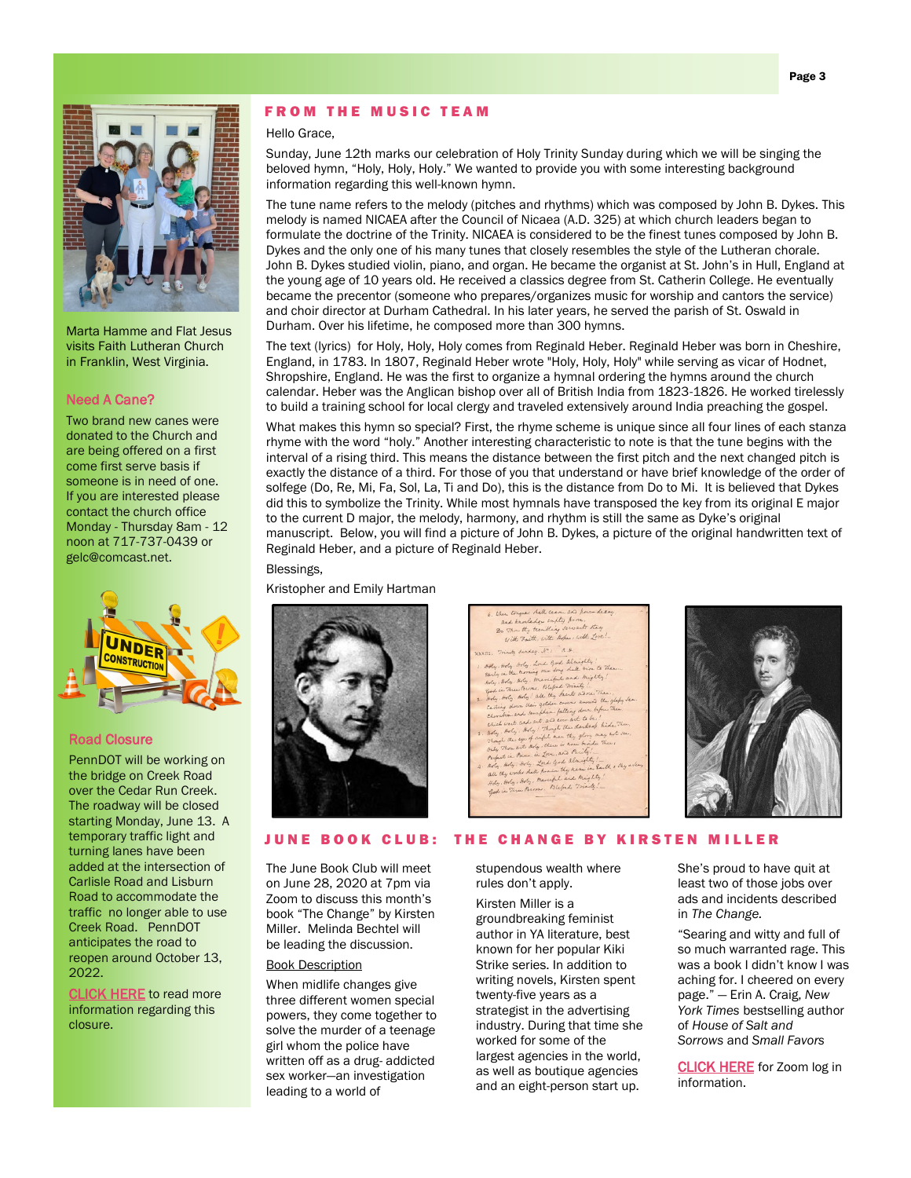Marta Hamme and Flat Jesus visits Faith Lutheran Church in Franklin, West Virginia.

## Need A Cane?

Two brand new canes were donated to the Church and are being offered on a first come first serve basis if someone is in need of one. If you are interested please contact the church office Monday - Thursday 8am - 12 noon at 717-737-0439 or gelc@comcast.net.

## Road Closure

PennDOT will be working on the bridge on Creek Road over the Cedar Run Creek. The roadway will be closed starting Monday, June 13. A temporary traffic light and turning lanes have been added at the intersection of Carlisle Road and Lisburn Road to accommodate the traffic no longer able to use Creek Road. PennDOT anticipates the road to reopen around October 13, 2022.

CLICK HERE to read more information regarding this closure.

## FROM THE MUSIC TEAM

Hello Grace,

Sunday, June 12th marks our celebration of Holy Trinity Sunday during which we will be singing the beloved hymn, “Holy, Holy, Holy.” We wanted to provide you with some interesting background information regarding this well-known hymn.

The tune name refers to the melody (pitches and rhythms) which was composed by John B. Dykes. This melody is named NICAEA after the Council of Nicaea (A.D. 325) at which church leaders began to formulate the doctrine of the Trinity. NICAEA is considered to be the finest tunes composed by John B. Dykes and the only one of his many tunes that closely resembles the style of the Lutheran chorale. John B. Dykes studied violin, piano, and organ. He became the organist at St. John’s in Hull, England at the young age of 10 years old. He received a classics degree from St. Catherin College. He eventually became the precentor (someone who prepares/organizes music for worship and cantors the service) and choir director at Durham Cathedral. In his later years, he served the parish of St. Oswald in Durham. Over his lifetime, he composed more than 300 hymns.

The text (lyrics) for Holy, Holy, Holy comes from Reginald Heber. Reginald Heber was born in Cheshire, England, in 1783. In 1807, Reginald Heber wrote "Holy, Holy, Holy" while serving as vicar of Hodnet, Shropshire, England. He was the first to organize a hymnal ordering the hymns around the church calendar. Heber was the Anglican bishop over all of British India from 1823-1826. He worked tirelessly to build a training school for local clergy and traveled extensively around India preaching the gospel.

What makes this hymn so special? First, the rhyme scheme is unique since all four lines of each stanza rhyme with the word “holy.” Another interesting characteristic to note is that the tune begins with the interval of a rising third. This means the distance between the first pitch and the next changed pitch is exactly the distance of a third. For those of you that understand or have brief knowledge of the order of solfege (Do, Re, Mi, Fa, Sol, La, Ti and Do), this is the distance from Do to Mi. It is believed that Dykes did this to symbolize the Trinity. While most hymnals have transposed the key from its original E major to the current D major, the melody, harmony, and rhythm is still the same as Dyke’s original manuscript. Below, you will find a picture of John B. Dykes, a picture of the original handwritten text of Reginald Heber, and a picture of Reginald Heber.

Blessings,

Kristopher and Emily Hartman

## JUNE BOOK CLUB: THE CHANGE BY KIRSTEN MILLER

The June Book Club will meet on June 28, 2020 at 7pm via Zoom to discuss this month’s book “The Change” by Kirsten Miller. Melinda Bechtel will be leading the discussion.

Book Description

When midlife changes give three different women special powers, they come together to solve the murder of a teenage girl whom the police have written off as a drug- addicted sex worker—an investigation leading to a world of stupendous wealth where rules don’t apply.

Kirsten Miller is a groundbreaking feminist author in YA literature, best known for her popular Kiki Strike series. In addition to writing novels, Kirsten spent twenty-five years as a strategist in the advertising industry. During that time she worked for some of the largest agencies in the world, as well as boutique agencies and an eight-person start up. She’s proud to have quit at least two of those jobs over ads and incidents described in *The Change.*

“Searing and witty and full of so much warranted rage. This was a book I didn’t know I was aching for. I cheered on every page.” — Erin A. Craig, *New York Times* bestselling author of *House of Salt and Sorrows* and *Small Favors*

CLICK HERE for Zoom log in information.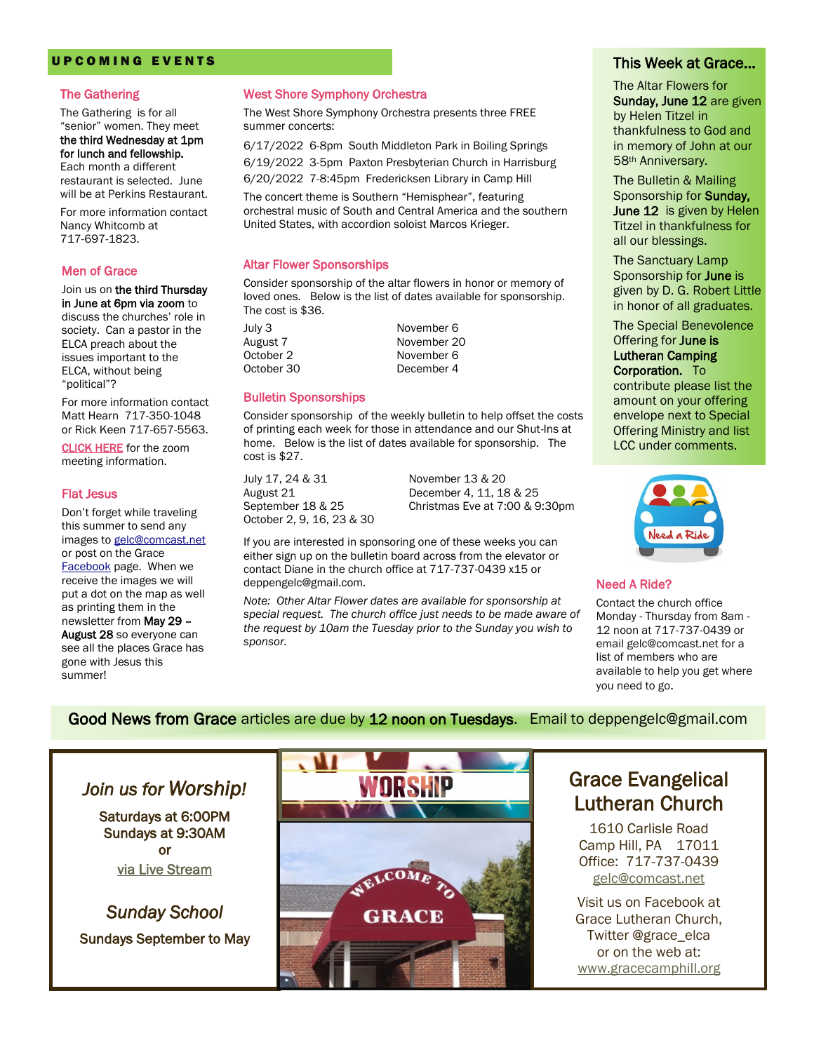## UPCOMING EVENTS

### The Gathering

The Gathering is for all "senior" women. They meet **the third Wednesday at 1pm for lunch and fellowship.** Each month a different restaurant is selected. June will be at Perkins Restaurant.

For more information contact Nancy Whitcomb at 717-697-1823.

### Men of Grace

Join us on **the third Thursday in June at 6pm via zoom** to discuss the churches' role in society. Can a pastor in the ELCA preach about the issues important to the ELCA, without being "political"?

For more information contact Matt Hearn 717-350-1048 or Rick Keen 717-657-5563.

CLICK HERE for the zoom meeting information.

### Flat Jesus

Don't forget while traveling this summer to send any images to gelc@comcast.net or post on the Grace Facebook page. When we receive the images we will put a dot on the map as well as printing them in the newsletter from **May 29 – August 28** so everyone can see all the places Grace has gone with Jesus this summer!

### West Shore Symphony Orchestra

The West Shore Symphony Orchestra presents three FREE summer concerts:

6/17/2022 6-8pm South Middleton Park in Boiling Springs
6/19/2022 3-5pm Paxton Presbyterian Church in Harrisburg
6/20/2022 7-8:45pm Fredericksen Library in Camp Hill

The concert theme is Southern "Hemisphear", featuring orchestral music of South and Central America and the southern United States, with accordion soloist Marcos Krieger.

### Altar Flower Sponsorships

Consider sponsorship of the altar flowers in honor or memory of loved ones. Below is the list of dates available for sponsorship. The cost is $36.

| | |
|---|---|
| July 3 | November 6 |
| August 7 | November 20 |
| October 2 | November 6 |
| October 30 | December 4 |

### Bulletin Sponsorships

Consider sponsorship of the weekly bulletin to help offset the costs of printing each week for those in attendance and our Shut-Ins at home. Below is the list of dates available for sponsorship. The cost is $27.

| | |
|---|---|
| July 17, 24 & 31 | November 13 & 20 |
| August 21 | December 4, 11, 18 & 25 |
| September 18 & 25 | Christmas Eve at 7:00 & 9:30pm |
| October 2, 9, 16, 23 & 30 | |

If you are interested in sponsoring one of these weeks you can either sign up on the bulletin board across from the elevator or contact Diane in the church office at 717-737-0439 x15 or deppengelc@gmail.com.

*Note: Other Altar Flower dates are available for sponsorship at special request. The church office just needs to be made aware of the request by 10am the Tuesday prior to the Sunday you wish to sponsor.*

### This Week at Grace...

The Altar Flowers for **Sunday, June 12** are given by Helen Titzel in thankfulness to God and in memory of John at our 58th Anniversary.

The Bulletin & Mailing Sponsorship for **Sunday, June 12** is given by Helen Titzel in thankfulness for all our blessings.

The Sanctuary Lamp Sponsorship for **June** is given by D. G. Robert Little in honor of all graduates.

The Special Benevolence Offering for **June is Lutheran Camping Corporation.** To contribute please list the amount on your offering envelope next to Special Offering Ministry and list LCC under comments.

Need a Ride

### Need A Ride?

Contact the church office Monday - Thursday from 8am - 12 noon at 717-737-0439 or email gelc@comcast.net for a list of members who are available to help you get where you need to go.

**Good News from Grace** articles are due by **12 noon on Tuesdays**. Email to deppengelc@gmail.com

## *Join us for Worship!*

**Saturdays at 6:00PM**
**Sundays at 9:30AM**
**or**
via Live Stream

### *Sunday School*

**Sundays September to May**

WORSHIP

WELCOME TO GRACE

## Grace Evangelical Lutheran Church

1610 Carlisle Road
Camp Hill, PA 17011
Office: 717-737-0439
gelc@comcast.net

Visit us on Facebook at Grace Lutheran Church, Twitter @grace_elca or on the web at: www.gracecamphill.org